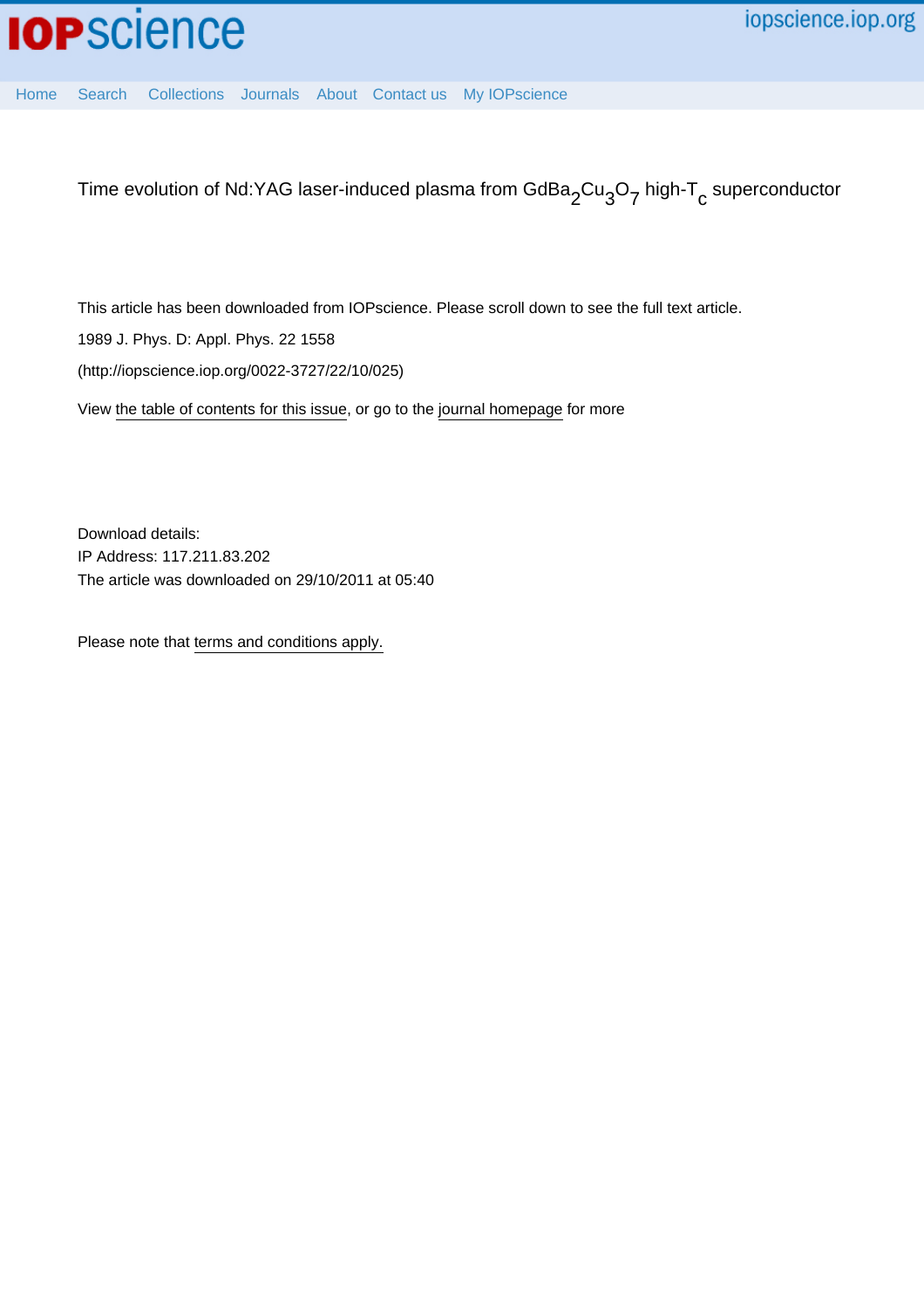# Time evolution of Nd:YAG laser-induced plasma from $GdBa_2Cu_3O_7$ high-$T_c$ superconductor

This article has been downloaded from IOPscience. Please scroll down to see the full text article.

1989 J. Phys. D: Appl. Phys. 22 1558

(http://iopscience.iop.org/0022-3727/22/10/025)

View the table of contents for this issue, or go to the journal homepage for more

Download details:
IP Address: 117.211.83.202
The article was downloaded on 29/10/2011 at 05:40

Please note that terms and conditions apply.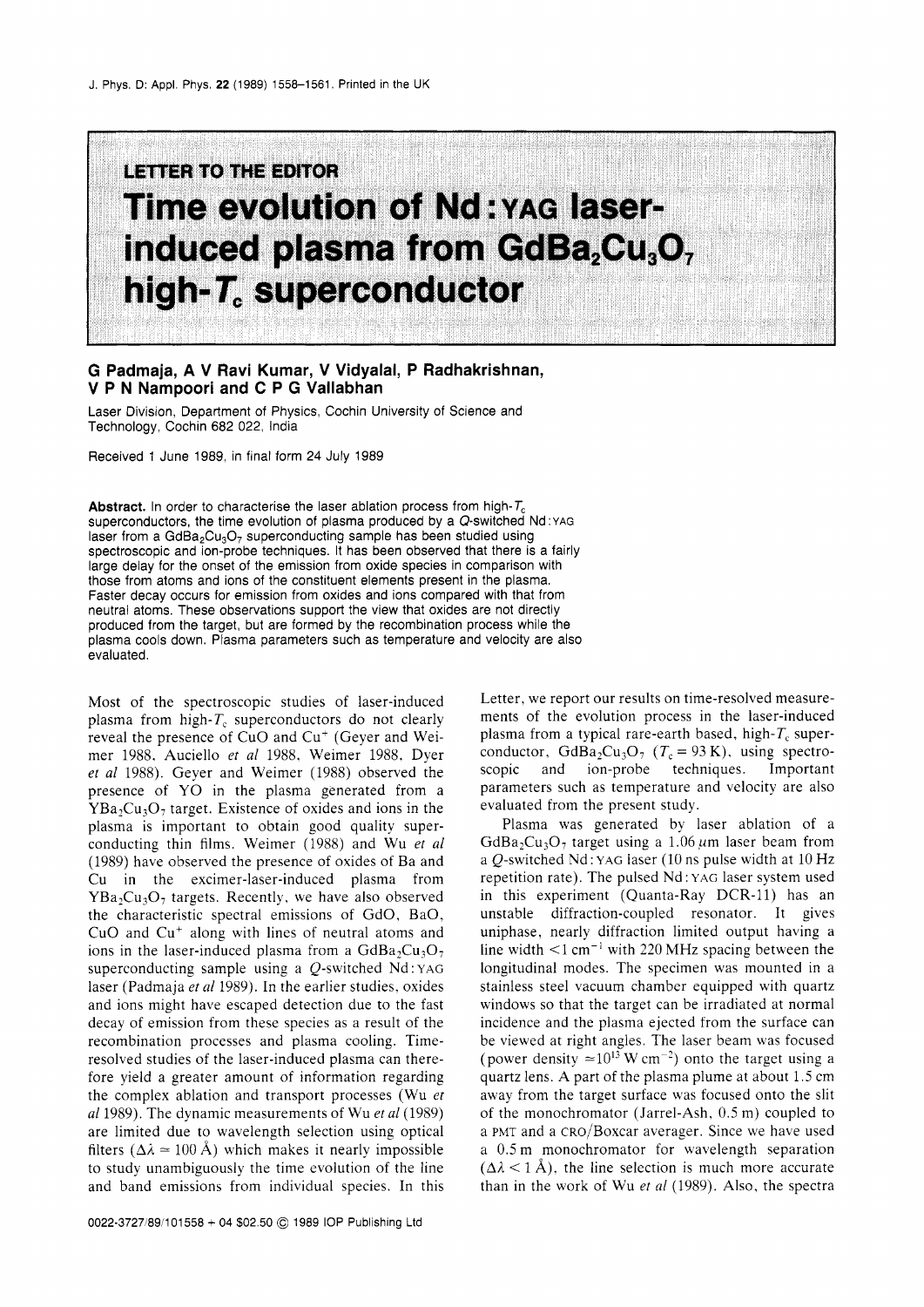**LETTER TO THE EDITOR**

# Time evolution of Nd : YAG laser-induced plasma from $GdBa_2Cu_3O_7$ high-$T_c$ superconductor

**G Padmaja, A V Ravi Kumar, V Vidyalal, P Radhakrishnan, V P N Nampoori and C P G Vallabhan**

Laser Division, Department of Physics, Cochin University of Science and Technology, Cochin 682 022, India

Received 1 June 1989, in final form 24 July 1989

**Abstract.** In order to characterise the laser ablation process from high-$T_c$ superconductors, the time evolution of plasma produced by a $Q$-switched Nd : YAG laser from a $GdBa_2Cu_3O_7$ superconducting sample has been studied using spectroscopic and ion-probe techniques. It has been observed that there is a fairly large delay for the onset of the emission from oxide species in comparison with those from atoms and ions of the constituent elements present in the plasma. Faster decay occurs for emission from oxides and ions compared with that from neutral atoms. These observations support the view that oxides are not directly produced from the target, but are formed by the recombination process while the plasma cools down. Plasma parameters such as temperature and velocity are also evaluated.

Most of the spectroscopic studies of laser-induced plasma from high-$T_c$ superconductors do not clearly reveal the presence of CuO and $Cu^+$ (Geyer and Weimer 1988, Auciello *et al* 1988, Weimer 1988, Dyer *et al* 1988). Geyer and Weimer (1988) observed the presence of YO in the plasma generated from a $YBa_2Cu_3O_7$ target. Existence of oxides and ions in the plasma is important to obtain good quality superconducting thin films. Weimer (1988) and Wu *et al* (1989) have observed the presence of oxides of Ba and Cu in the excimer-laser-induced plasma from $YBa_2Cu_3O_7$ targets. Recently, we have also observed the characteristic spectral emissions of GdO, BaO, CuO and $Cu^+$ along with lines of neutral atoms and ions in the laser-induced plasma from a $GdBa_2Cu_3O_7$ superconducting sample using a $Q$-switched Nd : YAG laser (Padmaja *et al* 1989). In the earlier studies, oxides and ions might have escaped detection due to the fast decay of emission from these species as a result of the recombination processes and plasma cooling. Time-resolved studies of the laser-induced plasma can therefore yield a greater amount of information regarding the complex ablation and transport processes (Wu *et al* 1989). The dynamic measurements of Wu *et al* (1989) are limited due to wavelength selection using optical filters ($\Delta\lambda \simeq 100$ Å) which makes it nearly impossible to study unambiguously the time evolution of the line and band emissions from individual species. In this Letter, we report our results on time-resolved measurements of the evolution process in the laser-induced plasma from a typical rare-earth based, high-$T_c$ superconductor, $GdBa_2Cu_3O_7$ ($T_c = 93$ K), using spectroscopic and ion-probe techniques. Important parameters such as temperature and velocity are also evaluated from the present study.

Plasma was generated by laser ablation of a $GdBa_2Cu_3O_7$ target using a 1.06 $\mu$m laser beam from a $Q$-switched Nd : YAG laser (10 ns pulse width at 10 Hz repetition rate). The pulsed Nd : YAG laser system used in this experiment (Quanta-Ray DCR-11) has an unstable diffraction-coupled resonator. It gives uniphase, nearly diffraction limited output having a line width $<1$ cm$^{-1}$ with 220 MHz spacing between the longitudinal modes. The specimen was mounted in a stainless steel vacuum chamber equipped with quartz windows so that the target can be irradiated at normal incidence and the plasma ejected from the surface can be viewed at right angles. The laser beam was focused (power density $\simeq 10^{13}$ W cm$^{-2}$) onto the target using a quartz lens. A part of the plasma plume at about 1.5 cm away from the target surface was focused onto the slit of the monochromator (Jarrel-Ash, 0.5 m) coupled to a PMT and a CRO/Boxcar averager. Since we have used a 0.5 m monochromator for wavelength separation ($\Delta\lambda < 1$ Å), the line selection is much more accurate than in the work of Wu *et al* (1989). Also, the spectra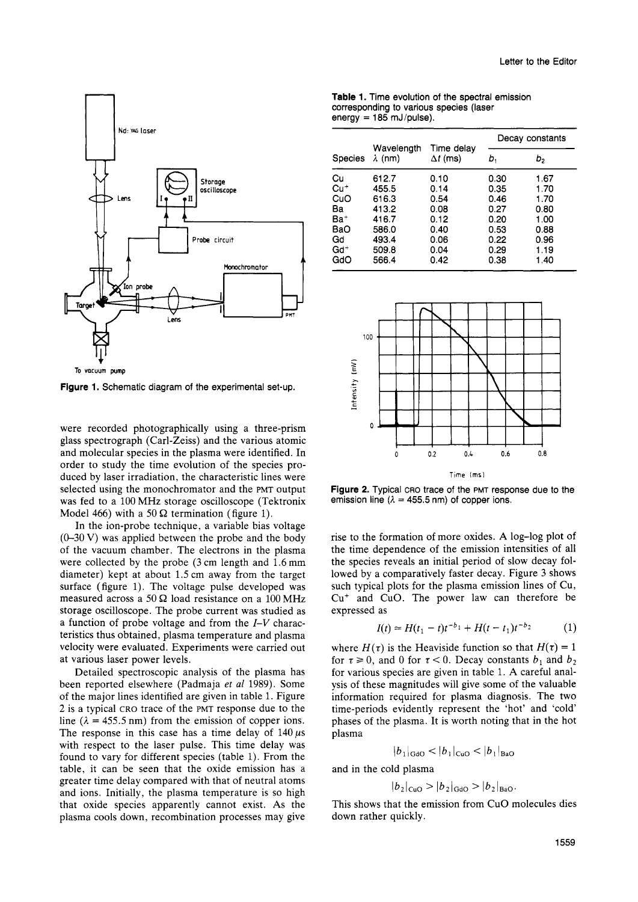**Figure 1.** Schematic diagram of the experimental set-up.

were recorded photographically using a three-prism glass spectrograph (Carl-Zeiss) and the various atomic and molecular species in the plasma were identified. In order to study the time evolution of the species produced by laser irradiation, the characteristic lines were selected using the monochromator and the PMT output was fed to a 100 MHz storage oscilloscope (Tektronix Model 466) with a 50 Ω termination (figure 1).

In the ion-probe technique, a variable bias voltage (0–30 V) was applied between the probe and the body of the vacuum chamber. The electrons in the plasma were collected by the probe (3 cm length and 1.6 mm diameter) kept at about 1.5 cm away from the target surface (figure 1). The voltage pulse developed was measured across a 50 Ω load resistance on a 100 MHz storage oscilloscope. The probe current was studied as a function of probe voltage and from the *I–V* characteristics thus obtained, plasma temperature and plasma velocity were evaluated. Experiments were carried out at various laser power levels.

Detailed spectroscopic analysis of the plasma has been reported elsewhere (Padmaja *et al* 1989). Some of the major lines identified are given in table 1. Figure 2 is a typical CRO trace of the PMT response due to the line ($\lambda = 455.5$ nm) from the emission of copper ions. The response in this case has a time delay of 140 $\mu$s with respect to the laser pulse. This time delay was found to vary for different species (table 1). From the table, it can be seen that the oxide emission has a greater time delay compared with that of neutral atoms and ions. Initially, the plasma temperature is so high that oxide species apparently cannot exist. As the plasma cools down, recombination processes may give rise to the formation of more oxides. A log–log plot of the time dependence of the emission intensities of all the species reveals an initial period of slow decay followed by a comparatively faster decay. Figure 3 shows such typical plots for the plasma emission lines of Cu, $Cu^+$ and CuO. The power law can therefore be expressed as

$$I(t) \approx H(t_1 - t)t^{-b_1} + H(t - t_1)t^{-b_2} \qquad (1)$$

where $H(\tau)$ is the Heaviside function so that $H(\tau) = 1$ for $\tau \geq 0$, and 0 for $\tau < 0$. Decay constants $b_1$ and $b_2$ for various species are given in table 1. A careful analysis of these magnitudes will give some of the valuable information required for plasma diagnosis. The two time-periods evidently represent the 'hot' and 'cold' phases of the plasma. It is worth noting that in the hot plasma

$$|b_1|_{GdO} < |b_1|_{CuO} < |b_1|_{BaO}$$

and in the cold plasma

$$|b_2|_{CuO} > |b_2|_{GdO} > |b_2|_{BaO}.$$

This shows that the emission from CuO molecules dies down rather quickly.

**Table 1.** Time evolution of the spectral emission corresponding to various species (laser energy = 185 mJ/pulse).

| Species | Wavelength $\lambda$ (nm) | Time delay $\Delta t$ (ms) | Decay constants | |
|---|---|---|---|---|
| | | | $b_1$ | $b_2$ |
| Cu | 612.7 | 0.10 | 0.30 | 1.67 |
| $Cu^+$ | 455.5 | 0.14 | 0.35 | 1.70 |
| CuO | 616.3 | 0.54 | 0.46 | 1.70 |
| Ba | 413.2 | 0.08 | 0.27 | 0.80 |
| $Ba^+$ | 416.7 | 0.12 | 0.20 | 1.00 |
| BaO | 586.0 | 0.40 | 0.53 | 0.88 |
| Gd | 493.4 | 0.06 | 0.22 | 0.96 |
| $Gd^+$ | 509.8 | 0.04 | 0.29 | 1.19 |
| GdO | 566.4 | 0.42 | 0.38 | 1.40 |

**Figure 2.** Typical CRO trace of the PMT response due to the emission line ($\lambda = 455.5$ nm) of copper ions.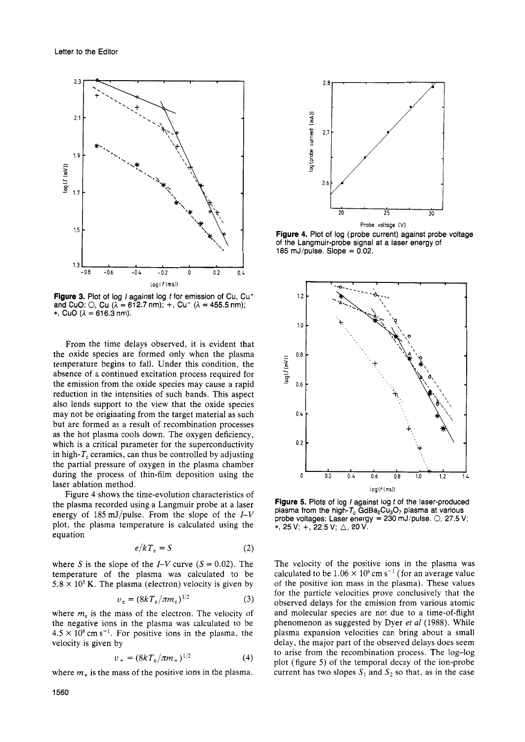**Figure 3.** Plot of log $I$ against log $t$ for emission of Cu, $Cu^+$ and CuO: ○, Cu ($\lambda$ = 612.7 nm); +, $Cu^+$ ($\lambda$ = 455.5 nm); *, CuO ($\lambda$ = 616.3 nm).

From the time delays observed, it is evident that the oxide species are formed only when the plasma temperature begins to fall. Under this condition, the absence of a continued excitation process required for the emission from the oxide species may cause a rapid reduction in the intensities of such bands. This aspect also lends support to the view that the oxide species may not be originating from the target material as such but are formed as a result of recombination processes as the hot plasma cools down. The oxygen deficiency, which is a critical parameter for the superconductivity in high-$T_c$ ceramics, can thus be controlled by adjusting the partial pressure of oxygen in the plasma chamber during the process of thin-film deposition using the laser ablation method.

Figure 4 shows the time-evolution characteristics of the plasma recorded using a Langmuir probe at a laser energy of 185 mJ/pulse. From the slope of the $I$–$V$ plot, the plasma temperature is calculated using the equation

$$e/kT_e = S \tag{2}$$

where $S$ is the slope of the $I$–$V$ curve ($S = 0.02$). The temperature of the plasma was calculated to be $5.8 \times 10^5$ K. The plasma (electron) velocity is given by

$$v_e = (8kT_e/\pi m_e)^{1/2} \tag{3}$$

where $m_e$ is the mass of the electron. The velocity of the negative ions in the plasma was calculated to be $4.5 \times 10^8$ cm s$^{-1}$. For positive ions in the plasma, the velocity is given by

$$v_+ = (8kT_e/\pi m_+)^{1/2} \tag{4}$$

where $m_+$ is the mass of the positive ions in the plasma.

**Figure 4.** Plot of log (probe current) against probe voltage of the Langmuir-probe signal at a laser energy of 185 mJ/pulse. Slope = 0.02.

**Figure 5.** Plots of log $I$ against log $t$ of the laser-produced plasma from the high-$T_c$ $GdBa_2Cu_3O_7$ plasma at various probe voltages: Laser energy = 230 mJ/pulse. ○, 27.5 V; *, 25 V; +, 22.5 V; △, 20 V.

The velocity of the positive ions in the plasma was calculated to be $1.06 \times 10^6$ cm s$^{-1}$ (for an average value of the positive ion mass in the plasma). These values for the particle velocities prove conclusively that the observed delays for the emission from various atomic and molecular species are not due to a time-of-flight phenomenon as suggested by Dyer *et al* (1988). While plasma expansion velocities can bring about a small delay, the major part of the observed delays does seem to arise from the recombination process. The log–log plot (figure 5) of the temporal decay of the ion-probe current has two slopes $S_1$ and $S_2$ so that, as in the case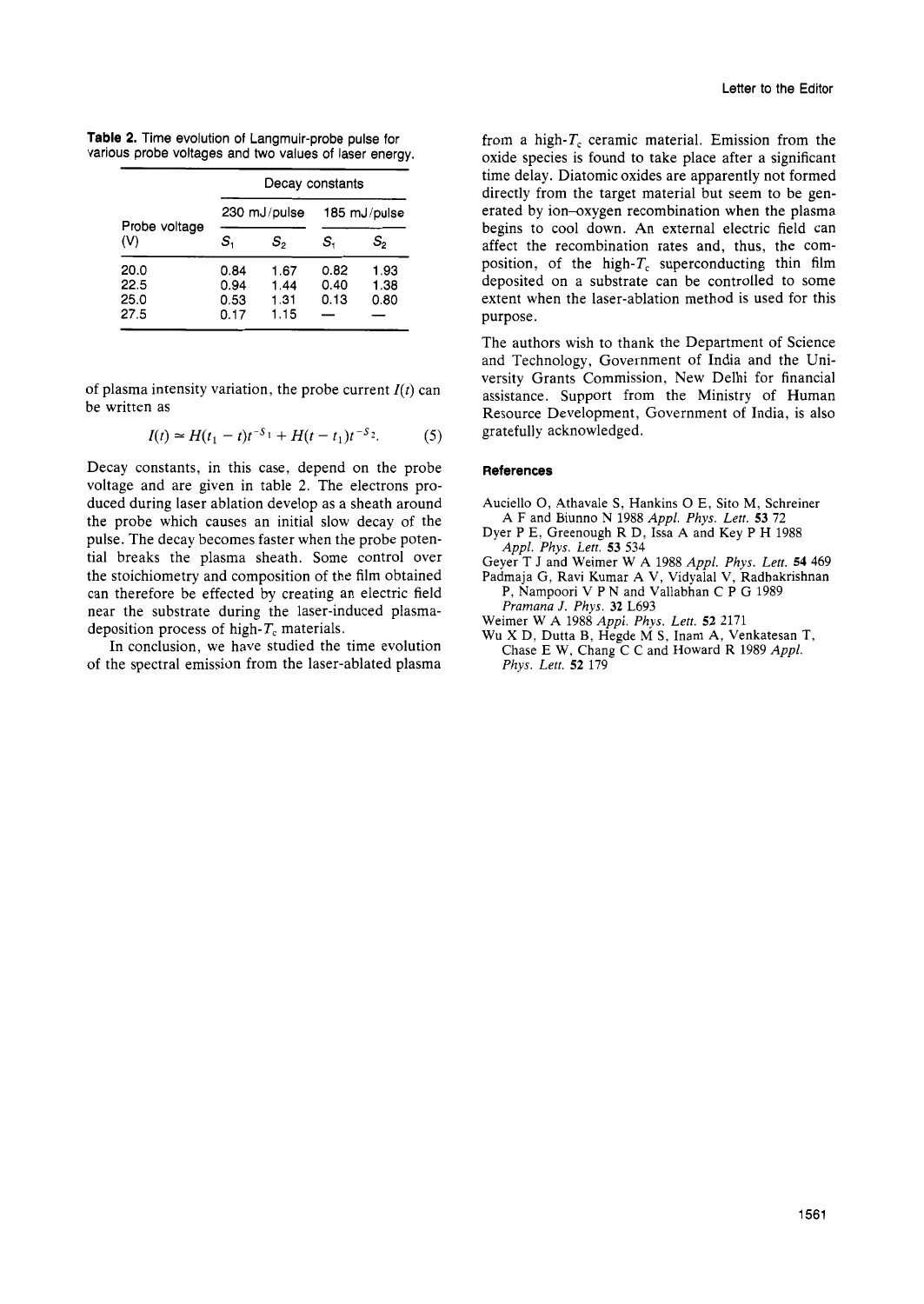**Table 2.** Time evolution of Langmuir-probe pulse for various probe voltages and two values of laser energy.

| Probe voltage (V) | Decay constants | | | |
|---|---|---|---|---|
| | 230 mJ/pulse | | 185 mJ/pulse | |
| | $S_1$ | $S_2$ | $S_1$ | $S_2$ |
| 20.0 | 0.84 | 1.67 | 0.82 | 1.93 |
| 22.5 | 0.94 | 1.44 | 0.40 | 1.38 |
| 25.0 | 0.53 | 1.31 | 0.13 | 0.80 |
| 27.5 | 0.17 | 1.15 | — | — |

of plasma intensity variation, the probe current $I(t)$ can be written as

$$I(t) \simeq H(t_1 - t)t^{-S_1} + H(t - t_1)t^{-S_2}. \quad (5)$$

Decay constants, in this case, depend on the probe voltage and are given in table 2. The electrons produced during laser ablation develop as a sheath around the probe which causes an initial slow decay of the pulse. The decay becomes faster when the probe potential breaks the plasma sheath. Some control over the stoichiometry and composition of the film obtained can therefore be effected by creating an electric field near the substrate during the laser-induced plasma-deposition process of high-$T_c$ materials.

In conclusion, we have studied the time evolution of the spectral emission from the laser-ablated plasma from a high-$T_c$ ceramic material. Emission from the oxide species is found to take place after a significant time delay. Diatomic oxides are apparently not formed directly from the target material but seem to be generated by ion–oxygen recombination when the plasma begins to cool down. An external electric field can affect the recombination rates and, thus, the composition, of the high-$T_c$ superconducting thin film deposited on a substrate can be controlled to some extent when the laser-ablation method is used for this purpose.

The authors wish to thank the Department of Science and Technology, Government of India and the University Grants Commission, New Delhi for financial assistance. Support from the Ministry of Human Resource Development, Government of India, is also gratefully acknowledged.

## References

Auciello O, Athavale S, Hankins O E, Sito M, Schreiner A F and Biunno N 1988 *Appl. Phys. Lett.* **53** 72

Dyer P E, Greenough R D, Issa A and Key P H 1988 *Appl. Phys. Lett.* **53** 534

Geyer T J and Weimer W A 1988 *Appl. Phys. Lett.* **54** 469

Padmaja G, Ravi Kumar A V, Vidyalal V, Radhakrishnan P, Nampoori V P N and Vallabhan C P G 1989 *Pramana J. Phys.* **32** L693

Weimer W A 1988 *Appl. Phys. Lett.* **52** 2171

Wu X D, Dutta B, Hegde M S, Inam A, Venkatesan T, Chase E W, Chang C C and Howard R 1989 *Appl. Phys. Lett.* **52** 179